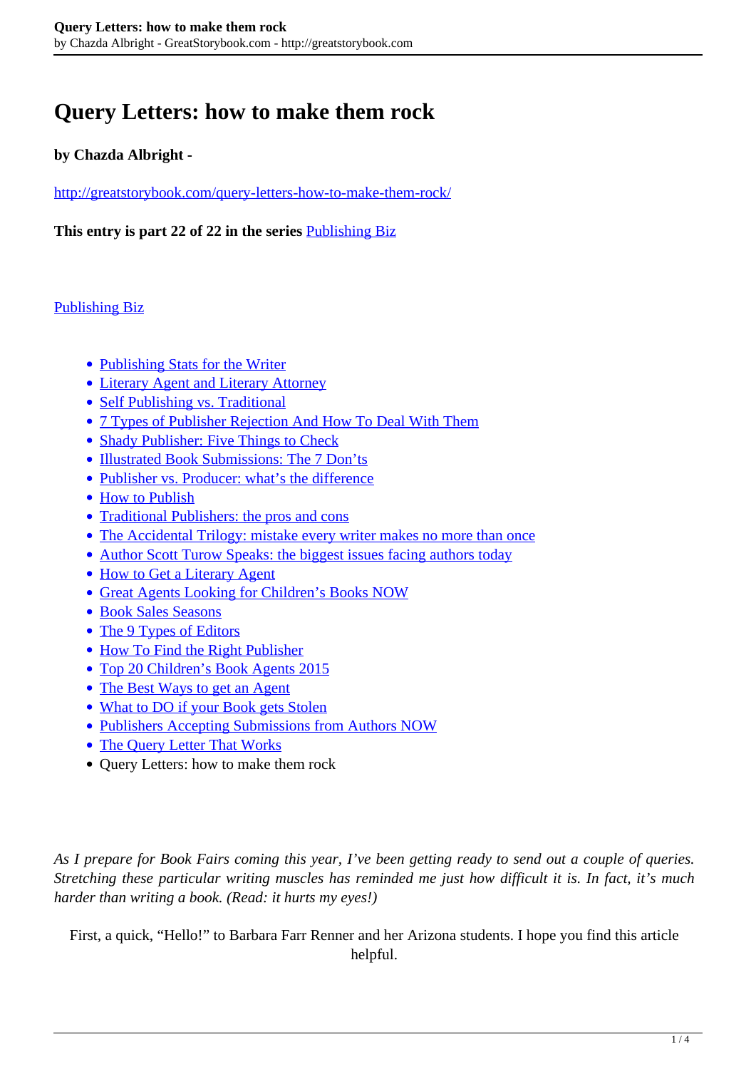# Query Letters: how to make them rock

**by Chazda Albright -**

http://greatstorybook.com/query-letters-how-to-make-them-rock/

**This entry is part 22 of 22 in the series** Publishing Biz

Publishing Biz

- Publishing Stats for the Writer
- Literary Agent and Literary Attorney
- Self Publishing vs. Traditional
- 7 Types of Publisher Rejection And How To Deal With Them
- Shady Publisher: Five Things to Check
- Illustrated Book Submissions: The 7 Don'ts
- Publisher vs. Producer: what's the difference
- How to Publish
- Traditional Publishers: the pros and cons
- The Accidental Trilogy: mistake every writer makes no more than once
- Author Scott Turow Speaks: the biggest issues facing authors today
- How to Get a Literary Agent
- Great Agents Looking for Children's Books NOW
- Book Sales Seasons
- The 9 Types of Editors
- How To Find the Right Publisher
- Top 20 Children's Book Agents 2015
- The Best Ways to get an Agent
- What to DO if your Book gets Stolen
- Publishers Accepting Submissions from Authors NOW
- The Query Letter That Works
- Query Letters: how to make them rock

*As I prepare for Book Fairs coming this year, I've been getting ready to send out a couple of queries. Stretching these particular writing muscles has reminded me just how difficult it is. In fact, it's much harder than writing a book. (Read: it hurts my eyes!)*

First, a quick, "Hello!" to Barbara Farr Renner and her Arizona students. I hope you find this article helpful.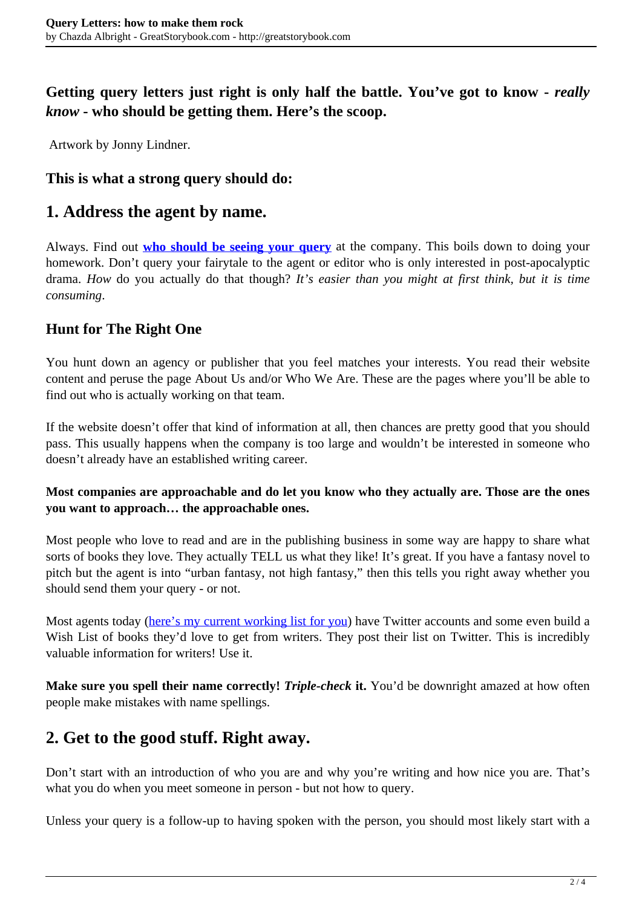**Getting query letters just right is only half the battle. You've got to know - *really know* - who should be getting them. Here's the scoop.**

Artwork by Jonny Lindner.

### This is what a strong query should do:

## 1. Address the agent by name.

Always. Find out **who should be seeing your query** at the company. This boils down to doing your homework. Don't query your fairytale to the agent or editor who is only interested in post-apocalyptic drama. *How* do you actually do that though? *It's easier than you might at first think, but it is time consuming*.

### Hunt for The Right One

You hunt down an agency or publisher that you feel matches your interests. You read their website content and peruse the page About Us and/or Who We Are. These are the pages where you'll be able to find out who is actually working on that team.

If the website doesn't offer that kind of information at all, then chances are pretty good that you should pass. This usually happens when the company is too large and wouldn't be interested in someone who doesn't already have an established writing career.

**Most companies are approachable and do let you know who they actually are. Those are the ones you want to approach… the approachable ones.**

Most people who love to read and are in the publishing business in some way are happy to share what sorts of books they love. They actually TELL us what they like! It's great. If you have a fantasy novel to pitch but the agent is into "urban fantasy, not high fantasy," then this tells you right away whether you should send them your query - or not.

Most agents today (here's my current working list for you) have Twitter accounts and some even build a Wish List of books they'd love to get from writers. They post their list on Twitter. This is incredibly valuable information for writers! Use it.

**Make sure you spell their name correctly! *Triple-check* it.** You'd be downright amazed at how often people make mistakes with name spellings.

## 2. Get to the good stuff. Right away.

Don't start with an introduction of who you are and why you're writing and how nice you are. That's what you do when you meet someone in person - but not how to query.

Unless your query is a follow-up to having spoken with the person, you should most likely start with a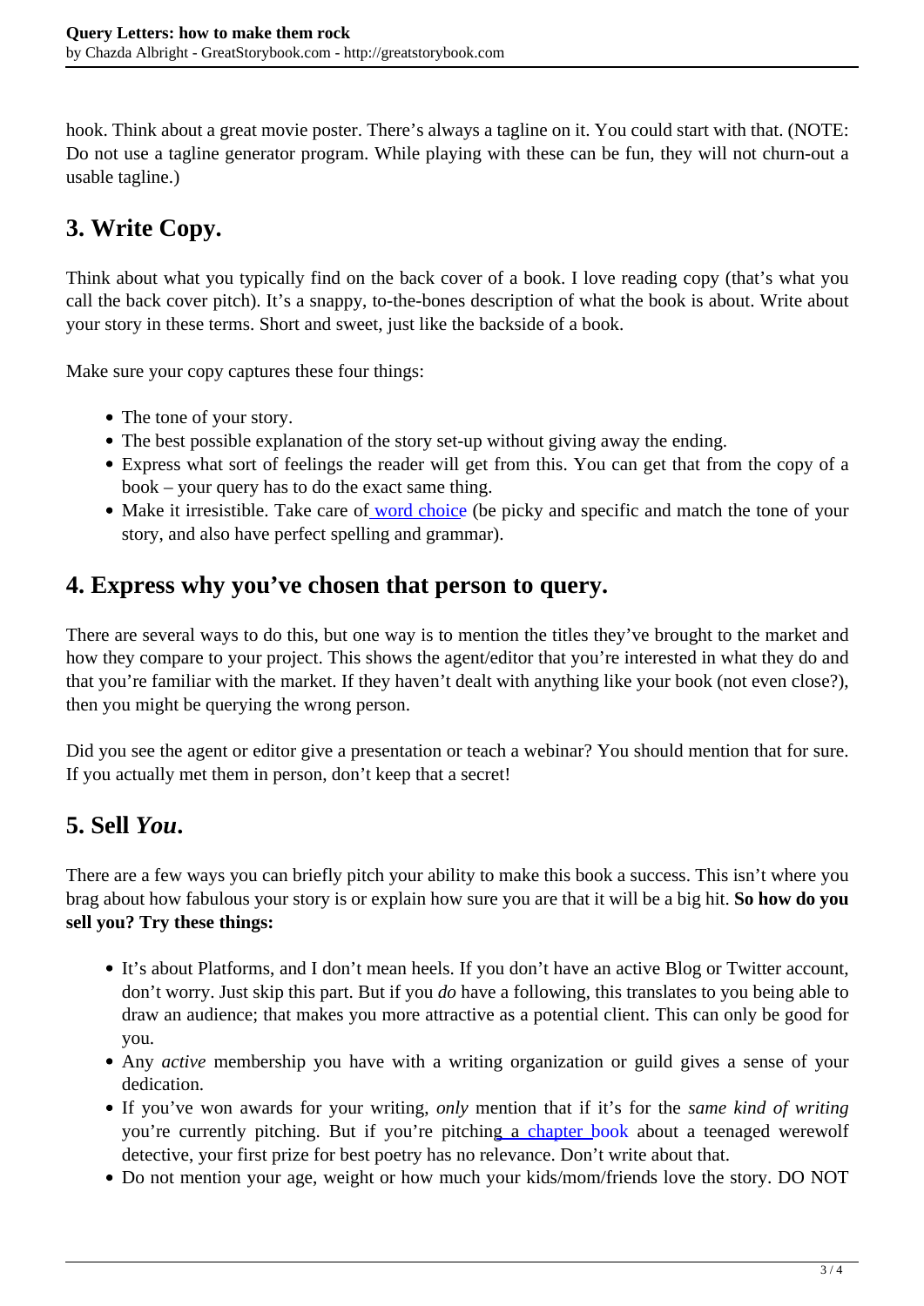hook. Think about a great movie poster. There's always a tagline on it. You could start with that. (NOTE: Do not use a tagline generator program. While playing with these can be fun, they will not churn-out a usable tagline.)

## 3. Write Copy.

Think about what you typically find on the back cover of a book. I love reading copy (that's what you call the back cover pitch). It's a snappy, to-the-bones description of what the book is about. Write about your story in these terms. Short and sweet, just like the backside of a book.

Make sure your copy captures these four things:

- The tone of your story.
- The best possible explanation of the story set-up without giving away the ending.
- Express what sort of feelings the reader will get from this. You can get that from the copy of a book – your query has to do the exact same thing.
- Make it irresistible. Take care of word choice (be picky and specific and match the tone of your story, and also have perfect spelling and grammar).

## 4. Express why you've chosen that person to query.

There are several ways to do this, but one way is to mention the titles they've brought to the market and how they compare to your project. This shows the agent/editor that you're interested in what they do and that you're familiar with the market. If they haven't dealt with anything like your book (not even close?), then you might be querying the wrong person.

Did you see the agent or editor give a presentation or teach a webinar? You should mention that for sure. If you actually met them in person, don't keep that a secret!

## 5. Sell *You*.

There are a few ways you can briefly pitch your ability to make this book a success. This isn't where you brag about how fabulous your story is or explain how sure you are that it will be a big hit. **So how do you sell you? Try these things:**

- It's about Platforms, and I don't mean heels. If you don't have an active Blog or Twitter account, don't worry. Just skip this part. But if you *do* have a following, this translates to you being able to draw an audience; that makes you more attractive as a potential client. This can only be good for you.
- Any *active* membership you have with a writing organization or guild gives a sense of your dedication.
- If you've won awards for your writing, *only* mention that if it's for the *same kind of writing* you're currently pitching. But if you're pitching a chapter book about a teenaged werewolf detective, your first prize for best poetry has no relevance. Don't write about that.
- Do not mention your age, weight or how much your kids/mom/friends love the story. DO NOT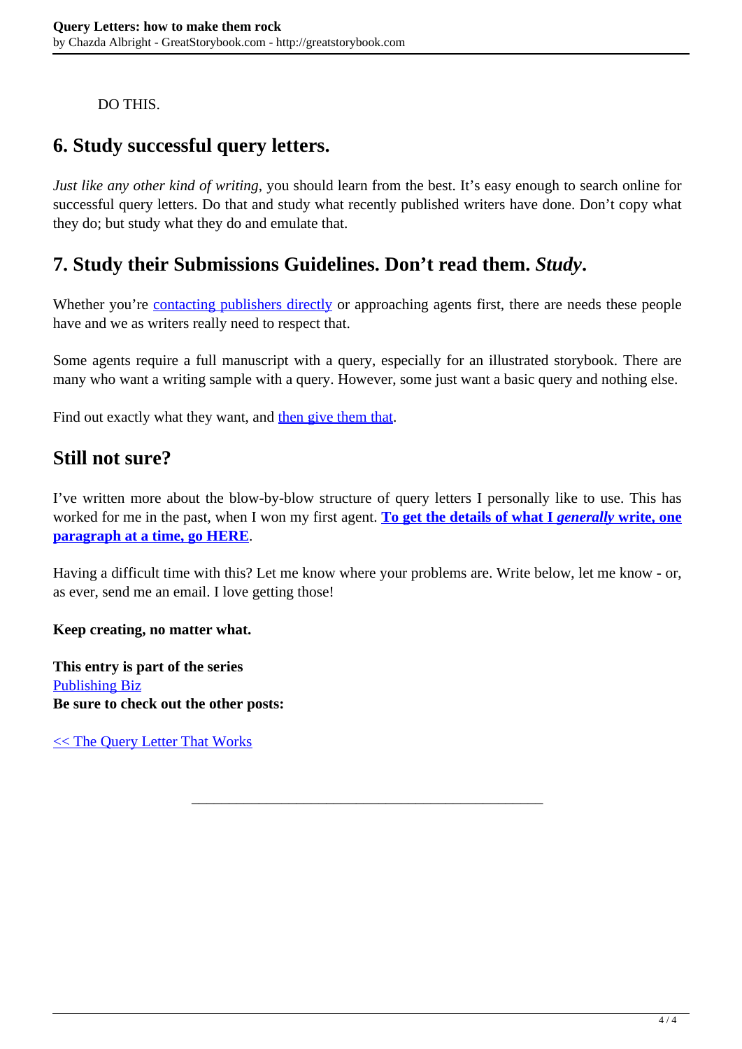DO THIS.

## 6. Study successful query letters.

*Just like any other kind of writing*, you should learn from the best. It's easy enough to search online for successful query letters. Do that and study what recently published writers have done. Don't copy what they do; but study what they do and emulate that.

## 7. Study their Submissions Guidelines. Don't read them. *Study*.

Whether you're contacting publishers directly or approaching agents first, there are needs these people have and we as writers really need to respect that.

Some agents require a full manuscript with a query, especially for an illustrated storybook. There are many who want a writing sample with a query. However, some just want a basic query and nothing else.

Find out exactly what they want, and then give them that.

## Still not sure?

I've written more about the blow-by-blow structure of query letters I personally like to use. This has worked for me in the past, when I won my first agent. **To get the details of what I *generally* write, one paragraph at a time, go HERE**.

Having a difficult time with this? Let me know where your problems are. Write below, let me know - or, as ever, send me an email. I love getting those!

**Keep creating, no matter what.**

**This entry is part of the series**
Publishing Biz
**Be sure to check out the other posts:**

<< The Query Letter That Works

---